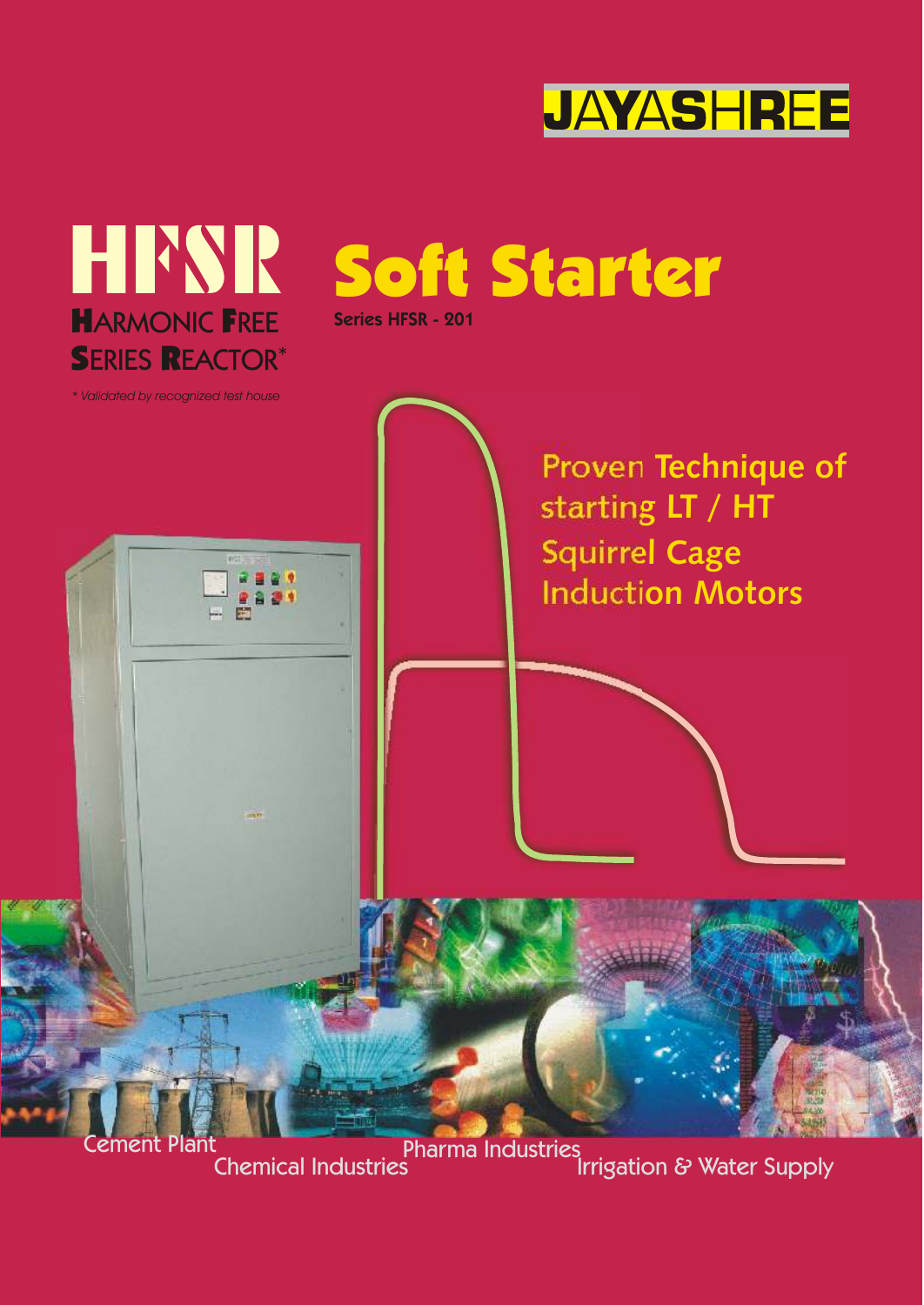JAYASHREE

# HFSR

**H**ARMONIC **F**REE **S**ERIES **R**EACTOR*

*\* Validated by recognized test house*

# Soft Starter

**Series HFSR - 201**

## Proven Technique of starting LT / HT Squirrel Cage Induction Motors

Cement Plant

Chemical Industries

Pharma Industries

Irrigation & Water Supply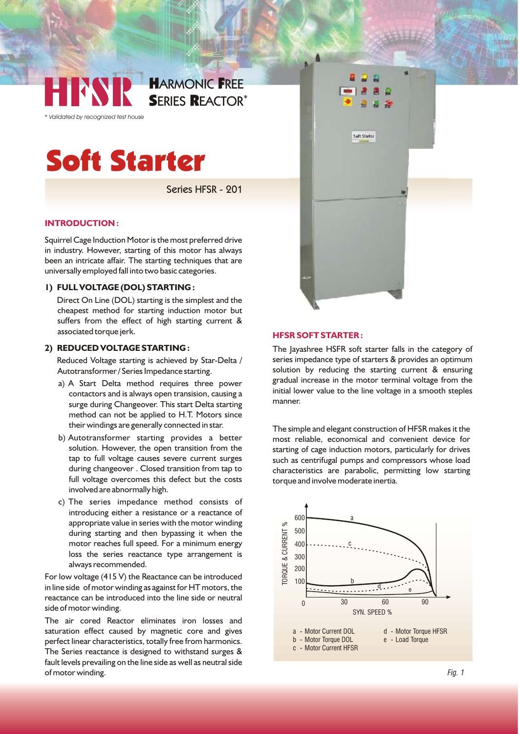# HFSR

**HARMONIC FREE SERIES REACTOR***

*\* Validated by recognized test house*

# Soft Starter

Series HFSR - 201

## INTRODUCTION :

Squirrel Cage Induction Motor is the most preferred drive in industry. However, starting of this motor has always been an intricate affair. The starting techniques that are universally employed fall into two basic categories.

### 1) FULL VOLTAGE (DOL) STARTING :

Direct On Line (DOL) starting is the simplest and the cheapest method for starting induction motor but suffers from the effect of high starting current & associated torque jerk.

### 2) REDUCED VOLTAGE STARTING :

Reduced Voltage starting is achieved by Star-Delta / Autotransformer / Series Impedance starting.

a) A Start Delta method requires three power contactors and is always open transision, causing a surge during Changeover. This start Delta starting method can not be applied to H.T. Motors since their windings are generally connected in star.

b) Autotransformer starting provides a better solution. However, the open transition from the tap to full voltage causes severe current surges during changeover . Closed transition from tap to full voltage overcomes this defect but the costs involved are abnormally high.

c) The series impedance method consists of introducing either a resistance or a reactance of appropriate value in series with the motor winding during starting and then bypassing it when the motor reaches full speed. For a minimum energy loss the series reactance type arrangement is always recommended.

For low voltage (415 V) the Reactance can be introduced in line side of motor winding as against for HT motors, the reactance can be introduced into the line side or neutral side of motor winding.

The air cored Reactor eliminates iron losses and saturation effect caused by magnetic core and gives perfect linear characteristics, totally free from harmonics. The Series reactance is designed to withstand surges & fault levels prevailing on the line side as well as neutral side of motor winding.

## HFSR SOFT STARTER :

The Jayashree HSFR soft starter falls in the category of series impedance type of starters & provides an optimum solution by reducing the starting current & ensuring gradual increase in the motor terminal voltage from the initial lower value to the line voltage in a smooth steples manner.

The simple and elegant construction of HFSR makes it the most reliable, economical and convenient device for starting of cage induction motors, particularly for drives such as centrifugal pumps and compressors whose load characteristics are parabolic, permitting low starting torque and involve moderate inertia.

a - Motor Current DOL
b - Motor Torque DOL
c - Motor Current HFSR
d - Motor Torque HFSR
e - Load Torque

*Fig. 1*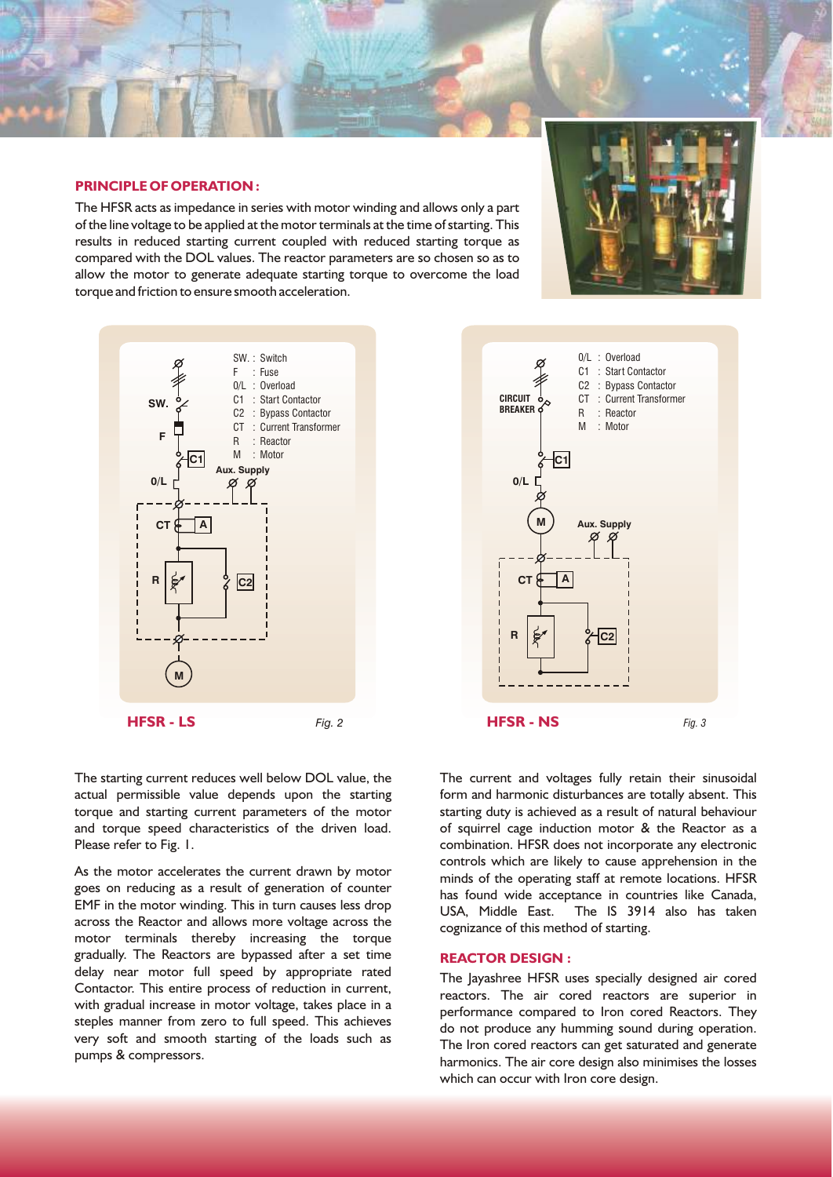## PRINCIPLE OF OPERATION :

The HFSR acts as impedance in series with motor winding and allows only a part of the line voltage to be applied at the motor terminals at the time of starting. This results in reduced starting current coupled with reduced starting torque as compared with the DOL values. The reactor parameters are so chosen so as to allow the motor to generate adequate starting torque to overcome the load torque and friction to ensure smooth acceleration.

SW. : Switch
F : Fuse
O/L : Overload
C1 : Start Contactor
C2 : Bypass Contactor
CT : Current Transformer
R : Reactor
M : Motor

**HFSR - LS** *Fig. 2*

O/L : Overload
C1 : Start Contactor
C2 : Bypass Contactor
CT : Current Transformer
R : Reactor
M : Motor

**HFSR - NS** *Fig. 3*

The starting current reduces well below DOL value, the actual permissible value depends upon the starting torque and starting current parameters of the motor and torque speed characteristics of the driven load. Please refer to Fig. 1.

As the motor accelerates the current drawn by motor goes on reducing as a result of generation of counter EMF in the motor winding. This in turn causes less drop across the Reactor and allows more voltage across the motor terminals thereby increasing the torque gradually. The Reactors are bypassed after a set time delay near motor full speed by appropriate rated Contactor. This entire process of reduction in current, with gradual increase in motor voltage, takes place in a steples manner from zero to full speed. This achieves very soft and smooth starting of the loads such as pumps & compressors.

The current and voltages fully retain their sinusoidal form and harmonic disturbances are totally absent. This starting duty is achieved as a result of natural behaviour of squirrel cage induction motor & the Reactor as a combination. HFSR does not incorporate any electronic controls which are likely to cause apprehension in the minds of the operating staff at remote locations. HFSR has found wide acceptance in countries like Canada, USA, Middle East. The IS 3914 also has taken cognizance of this method of starting.

## REACTOR DESIGN :

The Jayashree HFSR uses specially designed air cored reactors. The air cored reactors are superior in performance compared to Iron cored Reactors. They do not produce any humming sound during operation. The Iron cored reactors can get saturated and generate harmonics. The air core design also minimises the losses which can occur with Iron core design.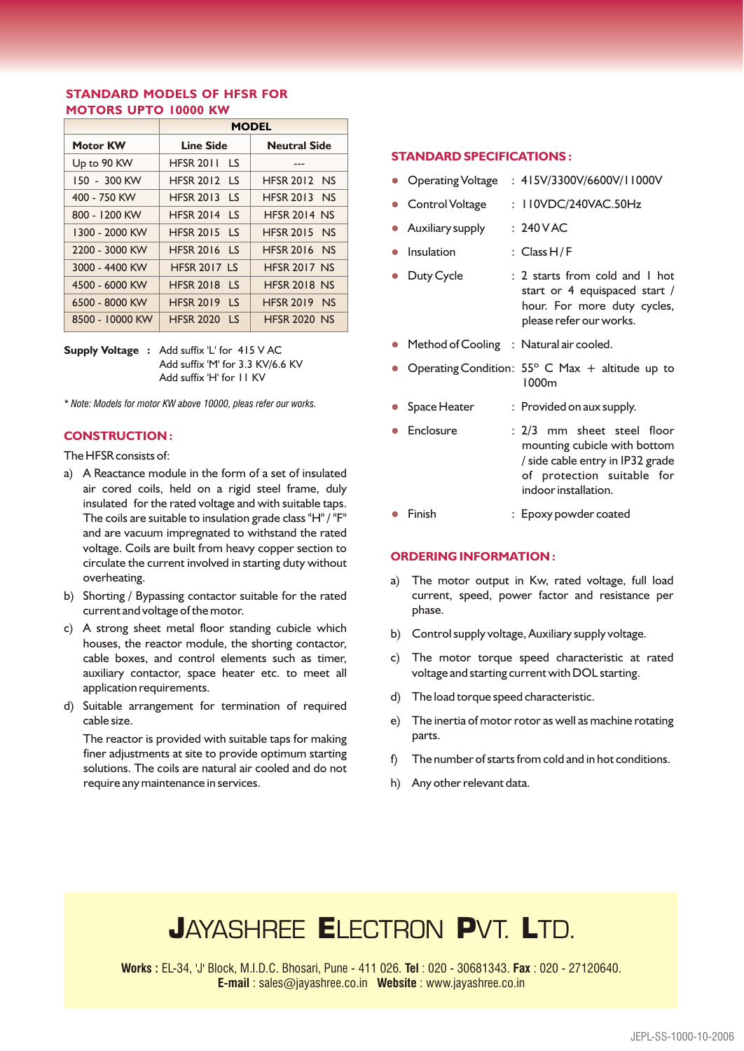## STANDARD MODELS OF HFSR FOR MOTORS UPTO 10000 KW

| | MODEL | |
|---|---|---|
| **Motor KW** | **Line Side** | **Neutral Side** |
| Up to 90 KW | HFSR 2011 LS | --- |
| 150 - 300 KW | HFSR 2012 LS | HFSR 2012 NS |
| 400 - 750 KW | HFSR 2013 LS | HFSR 2013 NS |
| 800 - 1200 KW | HFSR 2014 LS | HFSR 2014 NS |
| 1300 - 2000 KW | HFSR 2015 LS | HFSR 2015 NS |
| 2200 - 3000 KW | HFSR 2016 LS | HFSR 2016 NS |
| 3000 - 4400 KW | HFSR 2017 LS | HFSR 2017 NS |
| 4500 - 6000 KW | HFSR 2018 LS | HFSR 2018 NS |
| 6500 - 8000 KW | HFSR 2019 LS | HFSR 2019 NS |
| 8500 - 10000 KW | HFSR 2020 LS | HFSR 2020 NS |

**Supply Voltage :** Add suffix 'L' for 415 V AC
Add suffix 'M' for 3.3 KV/6.6 KV
Add suffix 'H' for 11 KV

*\* Note: Models for motor KW above 10000, pleas refer our works.*

## CONSTRUCTION :

The HFSR consists of:

a) A Reactance module in the form of a set of insulated air cored coils, held on a rigid steel frame, duly insulated for the rated voltage and with suitable taps. The coils are suitable to insulation grade class "H" / "F" and are vacuum impregnated to withstand the rated voltage. Coils are built from heavy copper section to circulate the current involved in starting duty without overheating.

b) Shorting / Bypassing contactor suitable for the rated current and voltage of the motor.

c) A strong sheet metal floor standing cubicle which houses, the reactor module, the shorting contactor, cable boxes, and control elements such as timer, auxiliary contactor, space heater etc. to meet all application requirements.

d) Suitable arrangement for termination of required cable size.

The reactor is provided with suitable taps for making finer adjustments at site to provide optimum starting solutions. The coils are natural air cooled and do not require any maintenance in services.

## STANDARD SPECIFICATIONS :

- Operating Voltage : 415V/3300V/6600V/11000V
- Control Voltage : 110VDC/240VAC.50Hz
- Auxiliary supply : 240 V AC
- Insulation : Class H / F
- Duty Cycle : 2 starts from cold and 1 hot start or 4 equispaced start / hour. For more duty cycles, please refer our works.
- Method of Cooling : Natural air cooled.
- Operating Condition: 55° C Max + altitude up to 1000m
- Space Heater : Provided on aux supply.
- Enclosure : 2/3 mm sheet steel floor mounting cubicle with bottom / side cable entry in IP32 grade of protection suitable for indoor installation.
- Finish : Epoxy powder coated

## ORDERING INFORMATION :

a) The motor output in Kw, rated voltage, full load current, speed, power factor and resistance per phase.

b) Control supply voltage, Auxiliary supply voltage.

c) The motor torque speed characteristic at rated voltage and starting current with DOL starting.

d) The load torque speed characteristic.

e) The inertia of motor rotor as well as machine rotating parts.

f) The number of starts from cold and in hot conditions.

h) Any other relevant data.

# JAYASHREE ELECTRON PVT. LTD.

**Works :** EL-34, 'J' Block, M.I.D.C. Bhosari, Pune - 411 026. **Tel** : 020 - 30681343. **Fax** : 020 - 27120640.
**E-mail** : sales@jayashree.co.in **Website** : www.jayashree.co.in

JEPL-SS-1000-10-2006